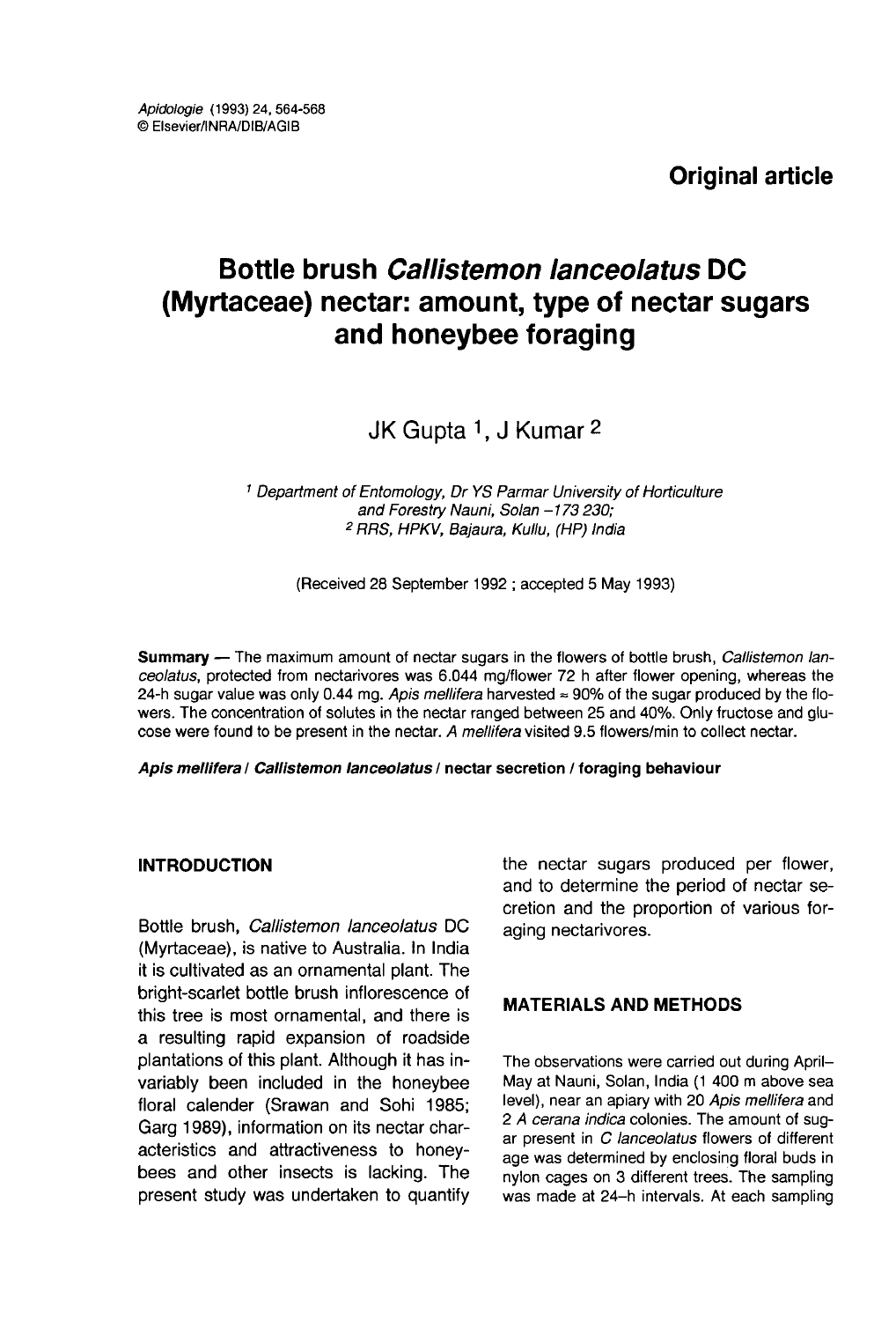Apidologie (1993) 24, 564-568
© Elsevier/INRA/DIB/AGIB

**Original article**

# Bottle brush *Callistemon lanceolatus* DC (Myrtaceae) nectar: amount, type of nectar sugars and honeybee foraging

JK Gupta [1], J Kumar [2]

[1] Department of Entomology, Dr YS Parmar University of Horticulture and Forestry Nauni, Solan –173 230;
[2] RRS, HPKV, Bajaura, Kullu, (HP) India

(Received 28 September 1992 ; accepted 5 May 1993)

**Summary** — The maximum amount of nectar sugars in the flowers of bottle brush, *Callistemon lanceolatus*, protected from nectarivores was 6.044 mg/flower 72 h after flower opening, whereas the 24-h sugar value was only 0.44 mg. *Apis mellifera* harvested ≈ 90% of the sugar produced by the flowers. The concentration of solutes in the nectar ranged between 25 and 40%. Only fructose and glucose were found to be present in the nectar. *A mellifera* visited 9.5 flowers/min to collect nectar.

***Apis mellifera* / *Callistemon lanceolatus* / nectar secretion / foraging behaviour**

## INTRODUCTION

Bottle brush, *Callistemon lanceolatus* DC (Myrtaceae), is native to Australia. In India it is cultivated as an ornamental plant. The bright-scarlet bottle brush inflorescence of this tree is most ornamental, and there is a resulting rapid expansion of roadside plantations of this plant. Although it has invariably been included in the honeybee floral calender (Srawan and Sohi 1985; Garg 1989), information on its nectar characteristics and attractiveness to honeybees and other insects is lacking. The present study was undertaken to quantify the nectar sugars produced per flower, and to determine the period of nectar secretion and the proportion of various foraging nectarivores.

## MATERIALS AND METHODS

The observations were carried out during April–May at Nauni, Solan, India (1 400 m above sea level), near an apiary with 20 *Apis mellifera* and 2 *A cerana indica* colonies. The amount of sugar present in *C lanceolatus* flowers of different age was determined by enclosing floral buds in nylon cages on 3 different trees. The sampling was made at 24–h intervals. At each sampling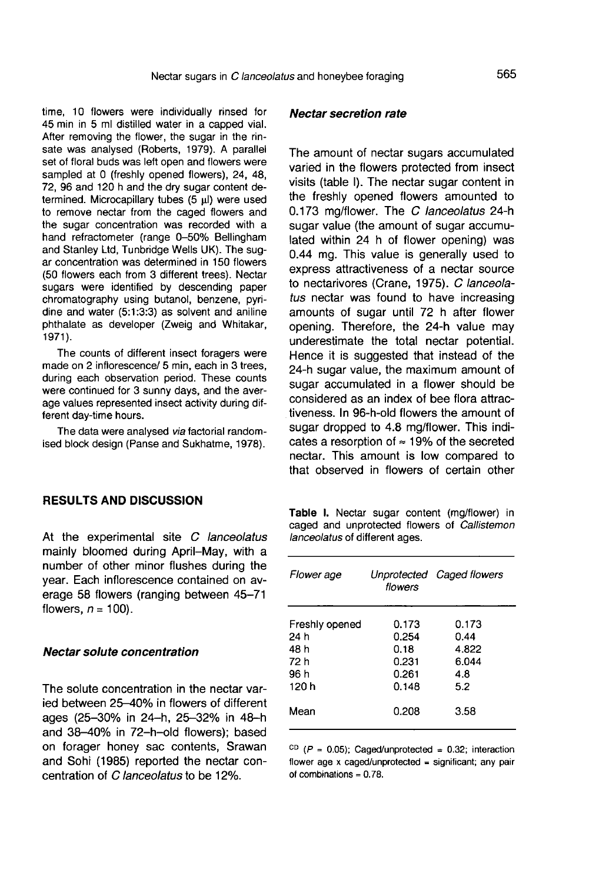time, 10 flowers were individually rinsed for 45 min in 5 ml distilled water in a capped vial. After removing the flower, the sugar in the rinsate was analysed (Roberts, 1979). A parallel set of floral buds was left open and flowers were sampled at 0 (freshly opened flowers), 24, 48, 72, 96 and 120 h and the dry sugar content determined. Microcapillary tubes (5 μl) were used to remove nectar from the caged flowers and the sugar concentration was recorded with a hand refractometer (range 0–50% Bellingham and Stanley Ltd, Tunbridge Wells UK). The sugar concentration was determined in 150 flowers (50 flowers each from 3 different trees). Nectar sugars were identified by descending paper chromatography using butanol, benzene, pyridine and water (5:1:3:3) as solvent and aniline phthalate as developer (Zweig and Whitakar, 1971).

The counts of different insect foragers were made on 2 inflorescence/ 5 min, each in 3 trees, during each observation period. These counts were continued for 3 sunny days, and the average values represented insect activity during different day-time hours.

The data were analysed *via* factorial randomised block design (Panse and Sukhatme, 1978).

## RESULTS AND DISCUSSION

At the experimental site *C lanceolatus* mainly bloomed during April–May, with a number of other minor flushes during the year. Each inflorescence contained on average 58 flowers (ranging between 45–71 flowers, $n = 100$).

### *Nectar solute concentration*

The solute concentration in the nectar varied between 25–40% in flowers of different ages (25–30% in 24-h, 25–32% in 48-h and 38–40% in 72-h-old flowers); based on forager honey sac contents, Srawan and Sohi (1985) reported the nectar concentration of *C lanceolatus* to be 12%.

### *Nectar secretion rate*

The amount of nectar sugars accumulated varied in the flowers protected from insect visits (table I). The nectar sugar content in the freshly opened flowers amounted to 0.173 mg/flower. The *C lanceolatus* 24-h sugar value (the amount of sugar accumulated within 24 h of flower opening) was 0.44 mg. This value is generally used to express attractiveness of a nectar source to nectarivores (Crane, 1975). *C lanceolatus* nectar was found to have increasing amounts of sugar until 72 h after flower opening. Therefore, the 24-h value may underestimate the total nectar potential. Hence it is suggested that instead of the 24-h sugar value, the maximum amount of sugar accumulated in a flower should be considered as an index of bee flora attractiveness. In 96-h-old flowers the amount of sugar dropped to 4.8 mg/flower. This indicates a resorption of ≈ 19% of the secreted nectar. This amount is low compared to that observed in flowers of certain other

**Table I.** Nectar sugar content (mg/flower) in caged and unprotected flowers of *Callistemon lanceolatus* of different ages.

| *Flower age* | *Unprotected flowers* | *Caged flowers* |
|---|---|---|
| Freshly opened | 0.173 | 0.173 |
| 24 h | 0.254 | 0.44 |
| 48 h | 0.18 | 4.822 |
| 72 h | 0.231 | 6.044 |
| 96 h | 0.261 | 4.8 |
| 120 h | 0.148 | 5.2 |
| Mean | 0.208 | 3.58 |

CD ($P = 0.05$); Caged/unprotected = 0.32; interaction flower age x caged/unprotected = significant; any pair of combinations = 0.78.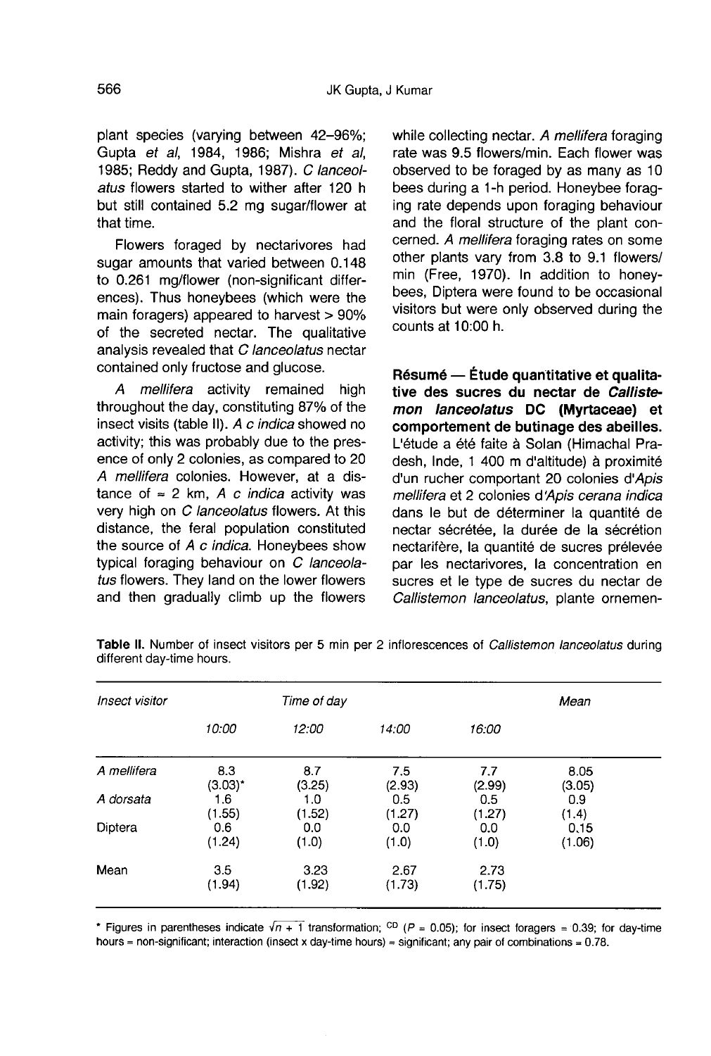plant species (varying between 42–96%; Gupta *et al*, 1984, 1986; Mishra *et al*, 1985; Reddy and Gupta, 1987). *C lanceolatus* flowers started to wither after 120 h but still contained 5.2 mg sugar/flower at that time.

Flowers foraged by nectarivores had sugar amounts that varied between 0.148 to 0.261 mg/flower (non-significant differences). Thus honeybees (which were the main foragers) appeared to harvest > 90% of the secreted nectar. The qualitative analysis revealed that *C lanceolatus* nectar contained only fructose and glucose.

*A mellifera* activity remained high throughout the day, constituting 87% of the insect visits (table II). *A c indica* showed no activity; this was probably due to the presence of only 2 colonies, as compared to 20 *A mellifera* colonies. However, at a distance of ≈ 2 km, *A c indica* activity was very high on *C lanceolatus* flowers. At this distance, the feral population constituted the source of *A c indica*. Honeybees show typical foraging behaviour on *C lanceolatus* flowers. They land on the lower flowers and then gradually climb up the flowers while collecting nectar. *A mellifera* foraging rate was 9.5 flowers/min. Each flower was observed to be foraged by as many as 10 bees during a 1-h period. Honeybee foraging rate depends upon foraging behaviour and the floral structure of the plant concerned. *A mellifera* foraging rates on some other plants vary from 3.8 to 9.1 flowers/min (Free, 1970). In addition to honeybees, Diptera were found to be occasional visitors but were only observed during the counts at 10:00 h.

**Résumé — Étude quantitative et qualitative des sucres du nectar de *Callistemon lanceolatus* DC (Myrtaceae) et comportement de butinage des abeilles.** L'étude a été faite à Solan (Himachal Pradesh, Inde, 1 400 m d'altitude) à proximité d'un rucher comportant 20 colonies d'*Apis mellifera* et 2 colonies d'*Apis cerana indica* dans le but de déterminer la quantité de nectar sécrétée, la durée de la sécrétion nectarifère, la quantité de sucres prélevée par les nectarivores, la concentration en sucres et le type de sucres du nectar de *Callistemon lanceolatus*, plante ornemen-

**Table II.** Number of insect visitors per 5 min per 2 inflorescences of *Callistemon lanceolatus* during different day-time hours.

| *Insect visitor* | *Time of day* | | | | *Mean* |
|---|---|---|---|---|---|
| | *10:00* | *12:00* | *14:00* | *16:00* | |
| *A mellifera* | 8.3 (3.03)* | 8.7 (3.25) | 7.5 (2.93) | 7.7 (2.99) | 8.05 (3.05) |
| *A dorsata* | 1.6 (1.55) | 1.0 (1.52) | 0.5 (1.27) | 0.5 (1.27) | 0.9 (1.4) |
| Diptera | 0.6 (1.24) | 0.0 (1.0) | 0.0 (1.0) | 0.0 (1.0) | 0.15 (1.06) |
| Mean | 3.5 (1.94) | 3.23 (1.92) | 2.67 (1.73) | 2.73 (1.75) | |

* Figures in parentheses indicate $\sqrt{n+1}$ transformation; $^{CD}$ ($P$ = 0.05); for insect foragers = 0.39; for day-time hours = non-significant; interaction (insect x day-time hours) = significant; any pair of combinations = 0.78.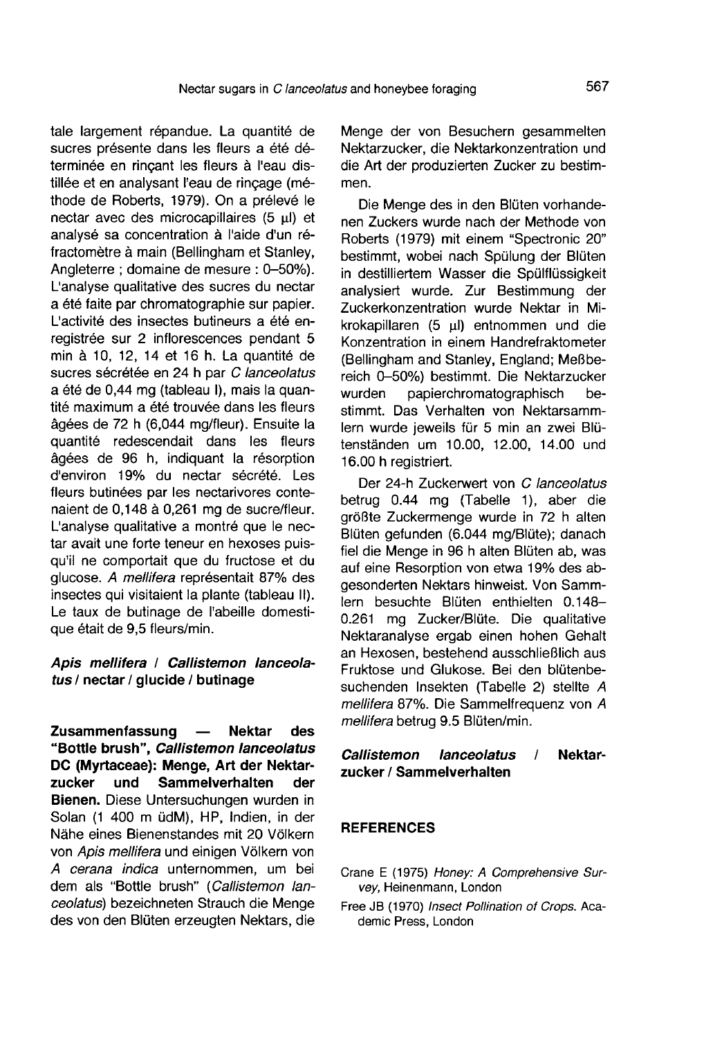tale largement répandue. La quantité de sucres présente dans les fleurs a été déterminée en rinçant les fleurs à l'eau distillée et en analysant l'eau de rinçage (méthode de Roberts, 1979). On a prélevé le nectar avec des microcapillaires (5 μl) et analysé sa concentration à l'aide d'un réfractomètre à main (Bellingham et Stanley, Angleterre ; domaine de mesure : 0–50%). L'analyse qualitative des sucres du nectar a été faite par chromatographie sur papier. L'activité des insectes butineurs a été enregistrée sur 2 inflorescences pendant 5 min à 10, 12, 14 et 16 h. La quantité de sucres sécrétée en 24 h par *C lanceolatus* a été de 0,44 mg (tableau I), mais la quantité maximum a été trouvée dans les fleurs âgées de 72 h (6,044 mg/fleur). Ensuite la quantité redescendait dans les fleurs âgées de 96 h, indiquant la résorption d'environ 19% du nectar sécrété. Les fleurs butinées par les nectarivores contenaient de 0,148 à 0,261 mg de sucre/fleur. L'analyse qualitative a montré que le nectar avait une forte teneur en hexoses puisqu'il ne comportait que du fructose et du glucose. *A mellifera* représentait 87% des insectes qui visitaient la plante (tableau II). Le taux de butinage de l'abeille domestique était de 9,5 fleurs/min.

***Apis mellifera* / *Callistemon lanceolatus* / nectar / glucide / butinage**

**Zusammenfassung — Nektar des "Bottle brush", *Callistemon lanceolatus* DC (Myrtaceae): Menge, Art der Nektarzucker und Sammelverhalten der Bienen.** Diese Untersuchungen wurden in Solan (1 400 m üdM), HP, Indien, in der Nähe eines Bienenstandes mit 20 Völkern von *Apis mellifera* und einigen Völkern von *A cerana indica* unternommen, um bei dem als "Bottle brush" (*Callistemon lanceolatus*) bezeichneten Strauch die Menge des von den Blüten erzeugten Nektars, die Menge der von Besuchern gesammelten Nektarzucker, die Nektarkonzentration und die Art der produzierten Zucker zu bestimmen.

Die Menge des in den Blüten vorhandenen Zuckers wurde nach der Methode von Roberts (1979) mit einem "Spectronic 20" bestimmt, wobei nach Spülung der Blüten in destilliertem Wasser die Spülflüssigkeit analysiert wurde. Zur Bestimmung der Zuckerkonzentration wurde Nektar in Mikrokapillaren (5 μl) entnommen und die Konzentration in einem Handrefraktometer (Bellingham and Stanley, England; Meßbereich 0–50%) bestimmt. Die Nektarzucker wurden papierchromatographisch bestimmt. Das Verhalten von Nektarsammlern wurde jeweils für 5 min an zwei Blütenständen um 10.00, 12.00, 14.00 und 16.00 h registriert.

Der 24-h Zuckerwert von *C lanceolatus* betrug 0.44 mg (Tabelle 1), aber die größte Zuckermenge wurde in 72 h alten Blüten gefunden (6.044 mg/Blüte); danach fiel die Menge in 96 h alten Blüten ab, was auf eine Resorption von etwa 19% des abgesonderten Nektars hinweist. Von Sammlern besuchte Blüten enthielten 0.148–0.261 mg Zucker/Blüte. Die qualitative Nektaranalyse ergab einen hohen Gehalt an Hexosen, bestehend ausschließlich aus Fruktose und Glukose. Bei den blütenbesuchenden Insekten (Tabelle 2) stellte *A mellifera* 87%. Die Sammelfrequenz von *A mellifera* betrug 9.5 Blüten/min.

***Callistemon lanceolatus* / Nektarzucker / Sammelverhalten**

## REFERENCES

Crane E (1975) *Honey: A Comprehensive Survey*, Heinemann, London

Free JB (1970) *Insect Pollination of Crops*. Academic Press, London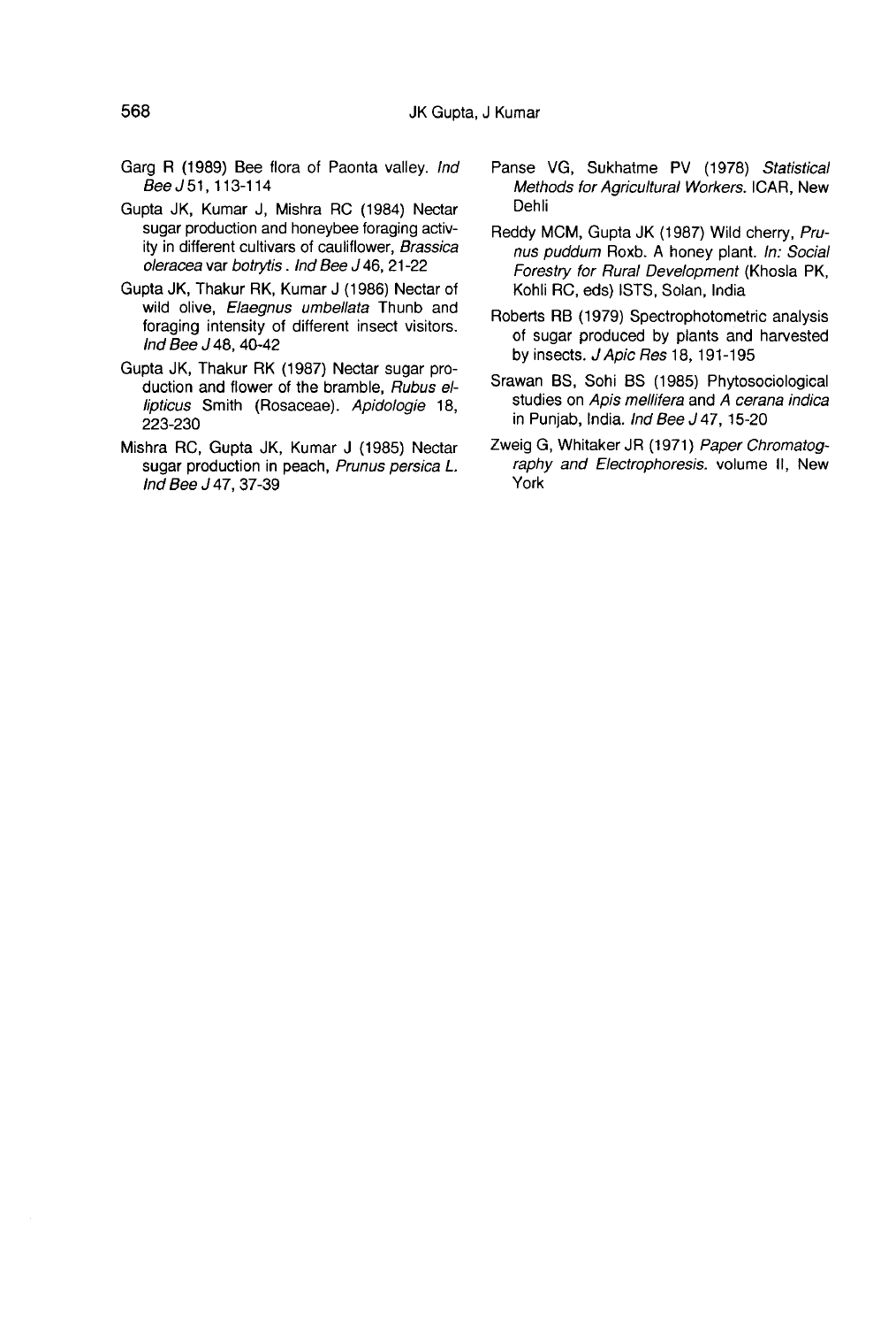Garg R (1989) Bee flora of Paonta valley. *Ind Bee J* 51, 113-114

Gupta JK, Kumar J, Mishra RC (1984) Nectar sugar production and honeybee foraging activity in different cultivars of cauliflower, *Brassica oleracea* var *botrytis*. *Ind Bee J* 46, 21-22

Gupta JK, Thakur RK, Kumar J (1986) Nectar of wild olive, *Elaegnus umbellata* Thunb and foraging intensity of different insect visitors. *Ind Bee J* 48, 40-42

Gupta JK, Thakur RK (1987) Nectar sugar production and flower of the bramble, *Rubus ellipticus* Smith (Rosaceae). *Apidologie* 18, 223-230

Mishra RC, Gupta JK, Kumar J (1985) Nectar sugar production in peach, *Prunus persica L. Ind Bee J* 47, 37-39

Panse VG, Sukhatme PV (1978) *Statistical Methods for Agricultural Workers*. ICAR, New Dehli

Reddy MCM, Gupta JK (1987) Wild cherry, *Prunus puddum* Roxb. A honey plant. *In: Social Forestry for Rural Development* (Khosla PK, Kohli RC, eds) ISTS, Solan, India

Roberts RB (1979) Spectrophotometric analysis of sugar produced by plants and harvested by insects. *J Apic Res* 18, 191-195

Srawan BS, Sohi BS (1985) Phytosociological studies on *Apis mellifera* and *A cerana indica* in Punjab, India. *Ind Bee J* 47, 15-20

Zweig G, Whitaker JR (1971) *Paper Chromatography and Electrophoresis*. volume II, New York